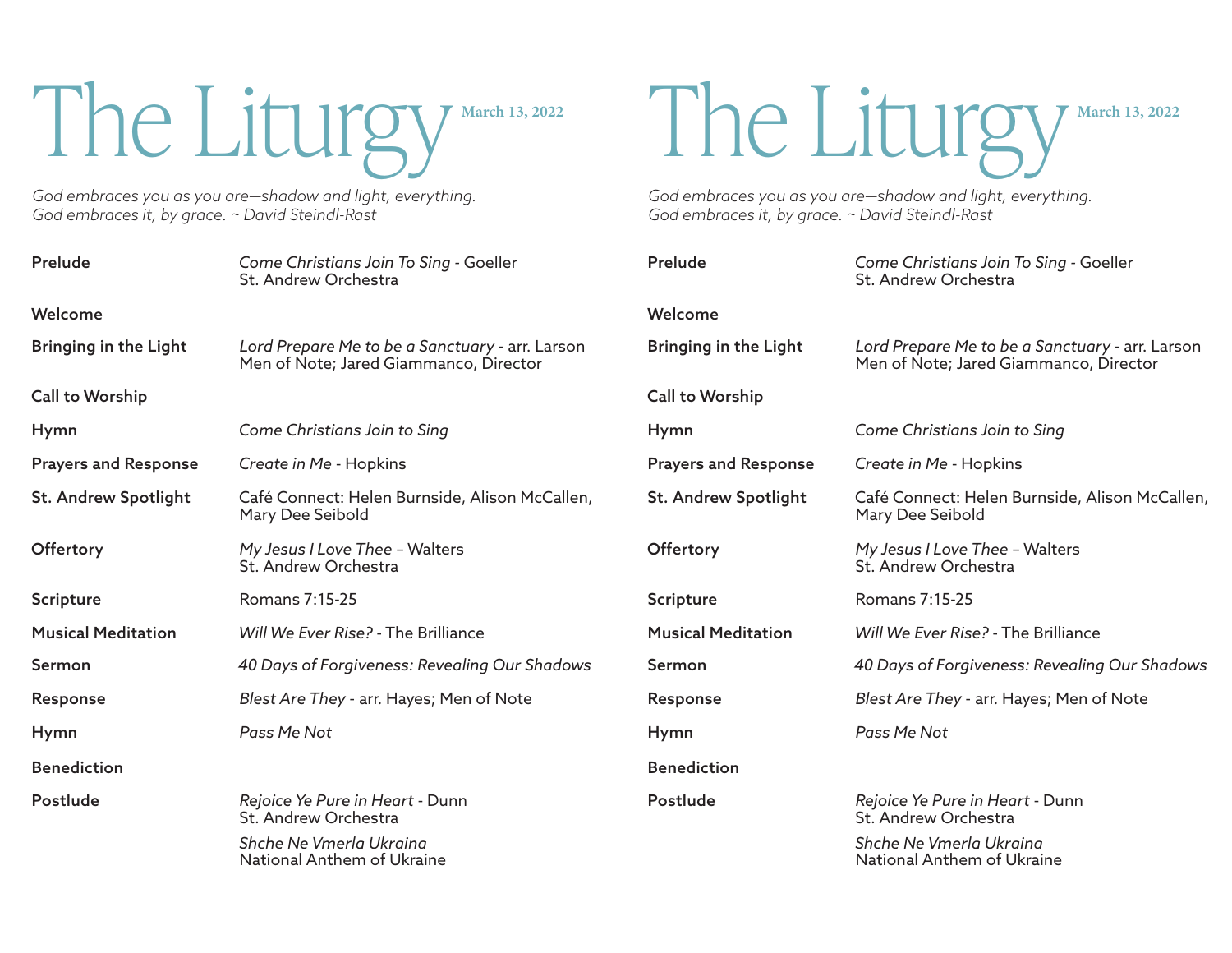# The Liturgy

**March 13, 2022**

*God embraces you as you are—shadow and light, everything. God embraces it, by grace. ~ David Steindl-Rast*

| | |
|---|---|
| **Prelude** | *Come Christians Join To Sing* - Goeller<br>St. Andrew Orchestra |
| **Welcome** | |
| **Bringing in the Light** | *Lord Prepare Me to be a Sanctuary* - arr. Larson<br>Men of Note; Jared Giammanco, Director |
| **Call to Worship** | |
| **Hymn** | *Come Christians Join to Sing* |
| **Prayers and Response** | *Create in Me* - Hopkins |
| **St. Andrew Spotlight** | Café Connect: Helen Burnside, Alison McCallen, Mary Dee Seibold |
| **Offertory** | *My Jesus I Love Thee* – Walters<br>St. Andrew Orchestra |
| **Scripture** | Romans 7:15-25 |
| **Musical Meditation** | *Will We Ever Rise?* - The Brilliance |
| **Sermon** | *40 Days of Forgiveness: Revealing Our Shadows* |
| **Response** | *Blest Are They* - arr. Hayes; Men of Note |
| **Hymn** | *Pass Me Not* |
| **Benediction** | |
| **Postlude** | *Rejoice Ye Pure in Heart* - Dunn<br>St. Andrew Orchestra<br><br>*Shche Ne Vmerla Ukraina*<br>National Anthem of Ukraine |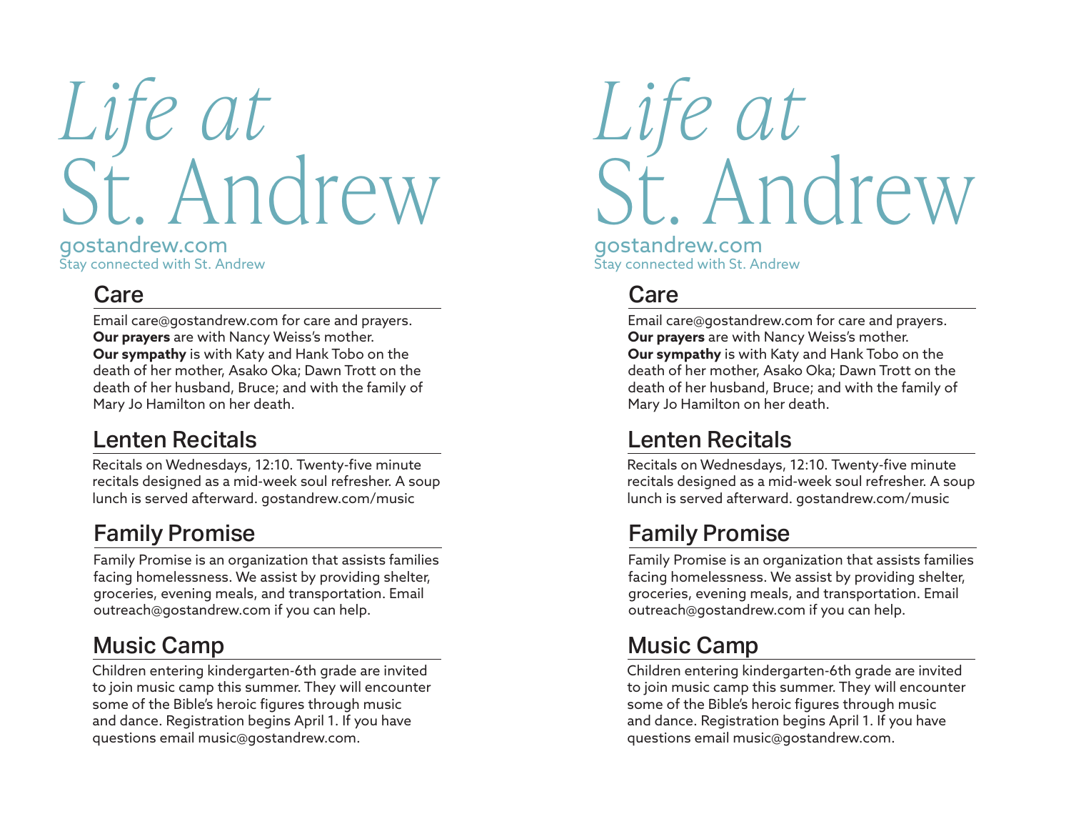# *Life at* St. Andrew

gostandrew.com
Stay connected with St. Andrew

## Care

Email care@gostandrew.com for care and prayers.
**Our prayers** are with Nancy Weiss's mother.
**Our sympathy** is with Katy and Hank Tobo on the death of her mother, Asako Oka; Dawn Trott on the death of her husband, Bruce; and with the family of Mary Jo Hamilton on her death.

## Lenten Recitals

Recitals on Wednesdays, 12:10. Twenty-five minute recitals designed as a mid-week soul refresher. A soup lunch is served afterward. gostandrew.com/music

## Family Promise

Family Promise is an organization that assists families facing homelessness. We assist by providing shelter, groceries, evening meals, and transportation. Email outreach@gostandrew.com if you can help.

## Music Camp

Children entering kindergarten-6th grade are invited to join music camp this summer. They will encounter some of the Bible's heroic figures through music and dance. Registration begins April 1. If you have questions email music@gostandrew.com.

# *Life at* St. Andrew

gostandrew.com
Stay connected with St. Andrew

## Care

Email care@gostandrew.com for care and prayers.
**Our prayers** are with Nancy Weiss's mother.
**Our sympathy** is with Katy and Hank Tobo on the death of her mother, Asako Oka; Dawn Trott on the death of her husband, Bruce; and with the family of Mary Jo Hamilton on her death.

## Lenten Recitals

Recitals on Wednesdays, 12:10. Twenty-five minute recitals designed as a mid-week soul refresher. A soup lunch is served afterward. gostandrew.com/music

## Family Promise

Family Promise is an organization that assists families facing homelessness. We assist by providing shelter, groceries, evening meals, and transportation. Email outreach@gostandrew.com if you can help.

## Music Camp

Children entering kindergarten-6th grade are invited to join music camp this summer. They will encounter some of the Bible's heroic figures through music and dance. Registration begins April 1. If you have questions email music@gostandrew.com.